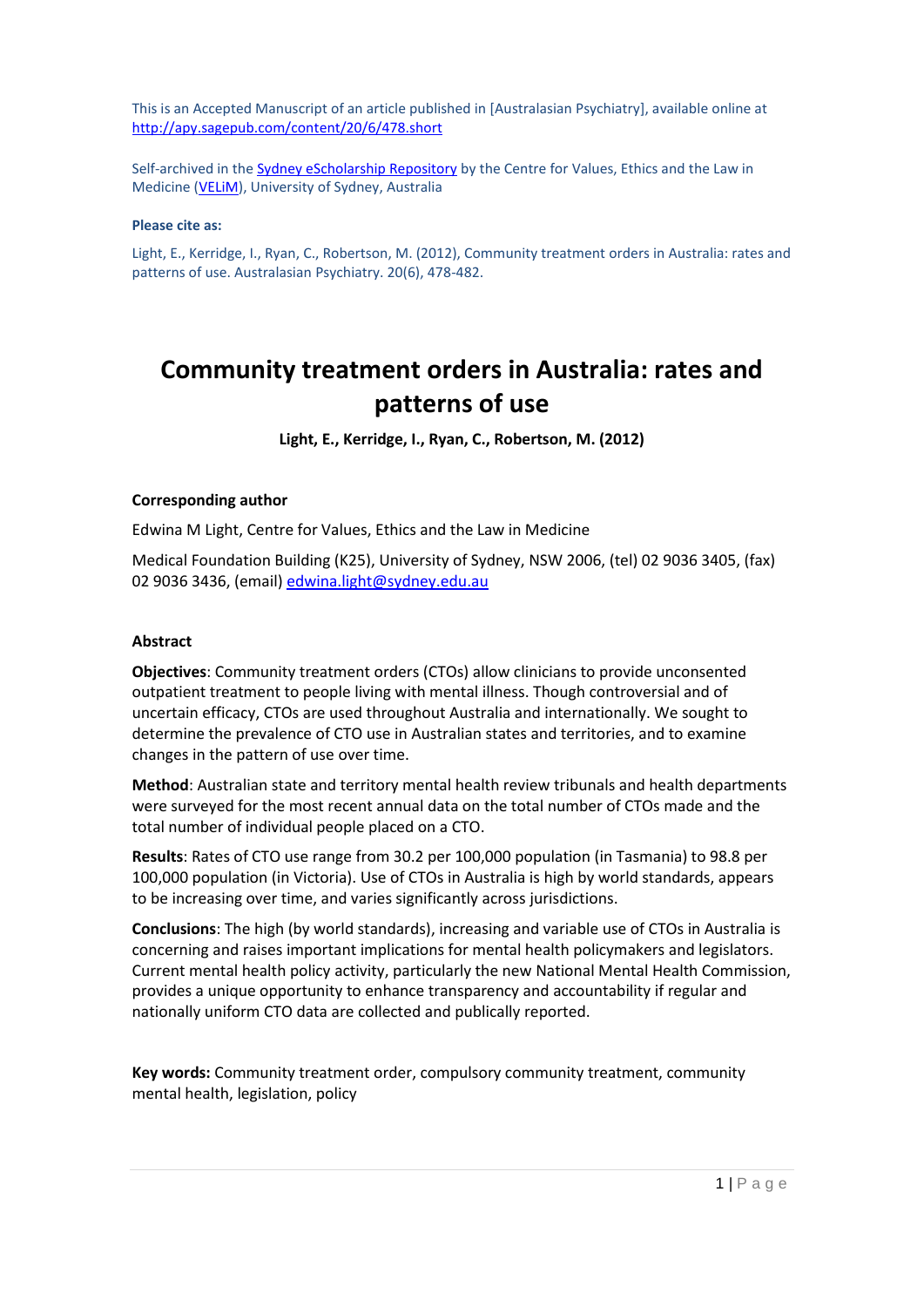This is an Accepted Manuscript of an article published in [Australasian Psychiatry], available online at http://apy.sagepub.com/content/20/6/478.short

Self-archived in the Sydney eScholarship Repository by the Centre for Values, Ethics and the Law in Medicine (VELiM), University of Sydney, Australia

**Please cite as:**

Light, E., Kerridge, I., Ryan, C., Robertson, M. (2012), Community treatment orders in Australia: rates and patterns of use. Australasian Psychiatry. 20(6), 478-482.

# Community treatment orders in Australia: rates and patterns of use

**Light, E., Kerridge, I., Ryan, C., Robertson, M. (2012)**

### Corresponding author

Edwina M Light, Centre for Values, Ethics and the Law in Medicine

Medical Foundation Building (K25), University of Sydney, NSW 2006, (tel) 02 9036 3405, (fax) 02 9036 3436, (email) edwina.light@sydney.edu.au

### Abstract

**Objectives**: Community treatment orders (CTOs) allow clinicians to provide unconsented outpatient treatment to people living with mental illness. Though controversial and of uncertain efficacy, CTOs are used throughout Australia and internationally. We sought to determine the prevalence of CTO use in Australian states and territories, and to examine changes in the pattern of use over time.

**Method**: Australian state and territory mental health review tribunals and health departments were surveyed for the most recent annual data on the total number of CTOs made and the total number of individual people placed on a CTO.

**Results**: Rates of CTO use range from 30.2 per 100,000 population (in Tasmania) to 98.8 per 100,000 population (in Victoria). Use of CTOs in Australia is high by world standards, appears to be increasing over time, and varies significantly across jurisdictions.

**Conclusions**: The high (by world standards), increasing and variable use of CTOs in Australia is concerning and raises important implications for mental health policymakers and legislators. Current mental health policy activity, particularly the new National Mental Health Commission, provides a unique opportunity to enhance transparency and accountability if regular and nationally uniform CTO data are collected and publically reported.

**Key words:** Community treatment order, compulsory community treatment, community mental health, legislation, policy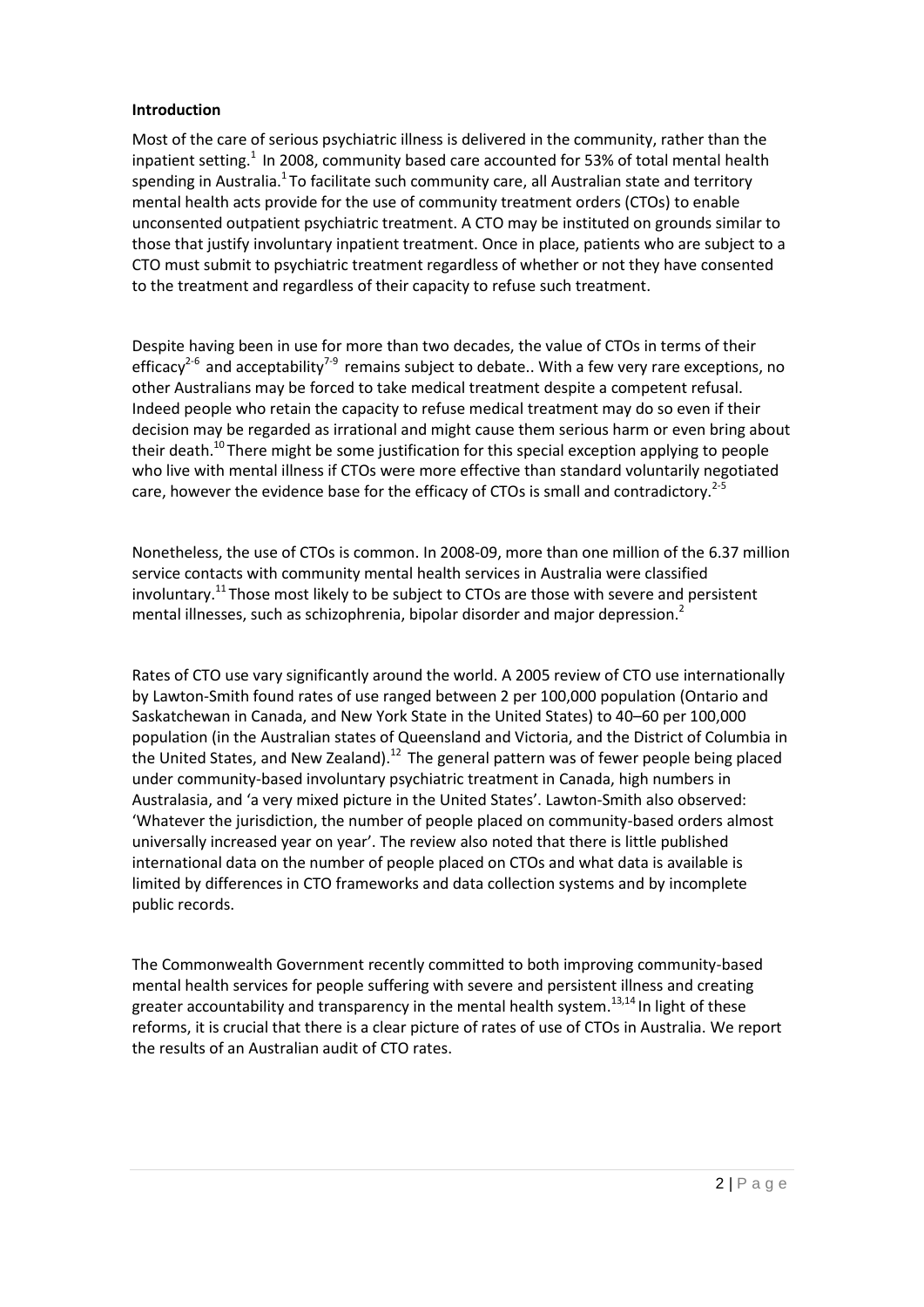**Introduction**

Most of the care of serious psychiatric illness is delivered in the community, rather than the inpatient setting.[1] In 2008, community based care accounted for 53% of total mental health spending in Australia.[1] To facilitate such community care, all Australian state and territory mental health acts provide for the use of community treatment orders (CTOs) to enable unconsented outpatient psychiatric treatment. A CTO may be instituted on grounds similar to those that justify involuntary inpatient treatment. Once in place, patients who are subject to a CTO must submit to psychiatric treatment regardless of whether or not they have consented to the treatment and regardless of their capacity to refuse such treatment.

Despite having been in use for more than two decades, the value of CTOs in terms of their efficacy[2-6] and acceptability[7-9] remains subject to debate.. With a few very rare exceptions, no other Australians may be forced to take medical treatment despite a competent refusal. Indeed people who retain the capacity to refuse medical treatment may do so even if their decision may be regarded as irrational and might cause them serious harm or even bring about their death.[10] There might be some justification for this special exception applying to people who live with mental illness if CTOs were more effective than standard voluntarily negotiated care, however the evidence base for the efficacy of CTOs is small and contradictory.[2-5]

Nonetheless, the use of CTOs is common. In 2008-09, more than one million of the 6.37 million service contacts with community mental health services in Australia were classified involuntary.[11] Those most likely to be subject to CTOs are those with severe and persistent mental illnesses, such as schizophrenia, bipolar disorder and major depression.[2]

Rates of CTO use vary significantly around the world. A 2005 review of CTO use internationally by Lawton-Smith found rates of use ranged between 2 per 100,000 population (Ontario and Saskatchewan in Canada, and New York State in the United States) to 40–60 per 100,000 population (in the Australian states of Queensland and Victoria, and the District of Columbia in the United States, and New Zealand).[12] The general pattern was of fewer people being placed under community-based involuntary psychiatric treatment in Canada, high numbers in Australasia, and 'a very mixed picture in the United States'. Lawton-Smith also observed: 'Whatever the jurisdiction, the number of people placed on community-based orders almost universally increased year on year'. The review also noted that there is little published international data on the number of people placed on CTOs and what data is available is limited by differences in CTO frameworks and data collection systems and by incomplete public records.

The Commonwealth Government recently committed to both improving community-based mental health services for people suffering with severe and persistent illness and creating greater accountability and transparency in the mental health system.[13,14] In light of these reforms, it is crucial that there is a clear picture of rates of use of CTOs in Australia. We report the results of an Australian audit of CTO rates.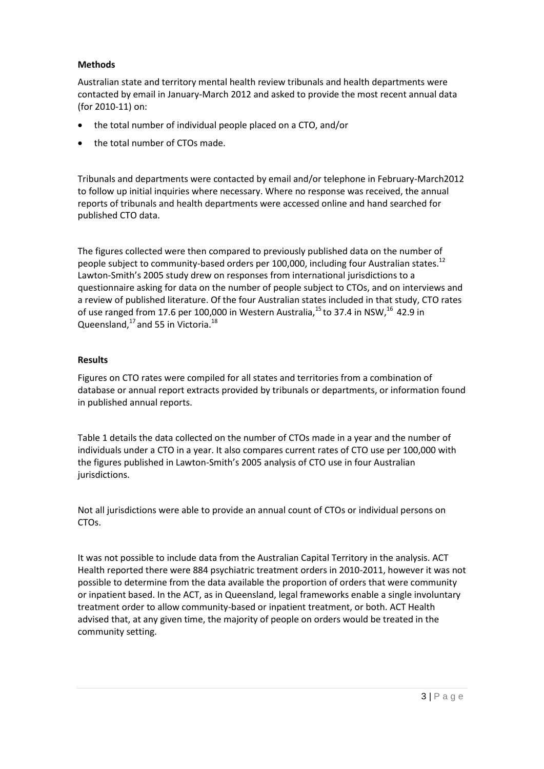**Methods**

Australian state and territory mental health review tribunals and health departments were contacted by email in January-March 2012 and asked to provide the most recent annual data (for 2010-11) on:

- the total number of individual people placed on a CTO, and/or
- the total number of CTOs made.

Tribunals and departments were contacted by email and/or telephone in February-March2012 to follow up initial inquiries where necessary. Where no response was received, the annual reports of tribunals and health departments were accessed online and hand searched for published CTO data.

The figures collected were then compared to previously published data on the number of people subject to community-based orders per 100,000, including four Australian states.[12] Lawton-Smith's 2005 study drew on responses from international jurisdictions to a questionnaire asking for data on the number of people subject to CTOs, and on interviews and a review of published literature. Of the four Australian states included in that study, CTO rates of use ranged from 17.6 per 100,000 in Western Australia,[15] to 37.4 in NSW,[16] 42.9 in Queensland,[17] and 55 in Victoria.[18]

**Results**

Figures on CTO rates were compiled for all states and territories from a combination of database or annual report extracts provided by tribunals or departments, or information found in published annual reports.

Table 1 details the data collected on the number of CTOs made in a year and the number of individuals under a CTO in a year. It also compares current rates of CTO use per 100,000 with the figures published in Lawton-Smith's 2005 analysis of CTO use in four Australian jurisdictions.

Not all jurisdictions were able to provide an annual count of CTOs or individual persons on CTOs.

It was not possible to include data from the Australian Capital Territory in the analysis. ACT Health reported there were 884 psychiatric treatment orders in 2010-2011, however it was not possible to determine from the data available the proportion of orders that were community or inpatient based. In the ACT, as in Queensland, legal frameworks enable a single involuntary treatment order to allow community-based or inpatient treatment, or both. ACT Health advised that, at any given time, the majority of people on orders would be treated in the community setting.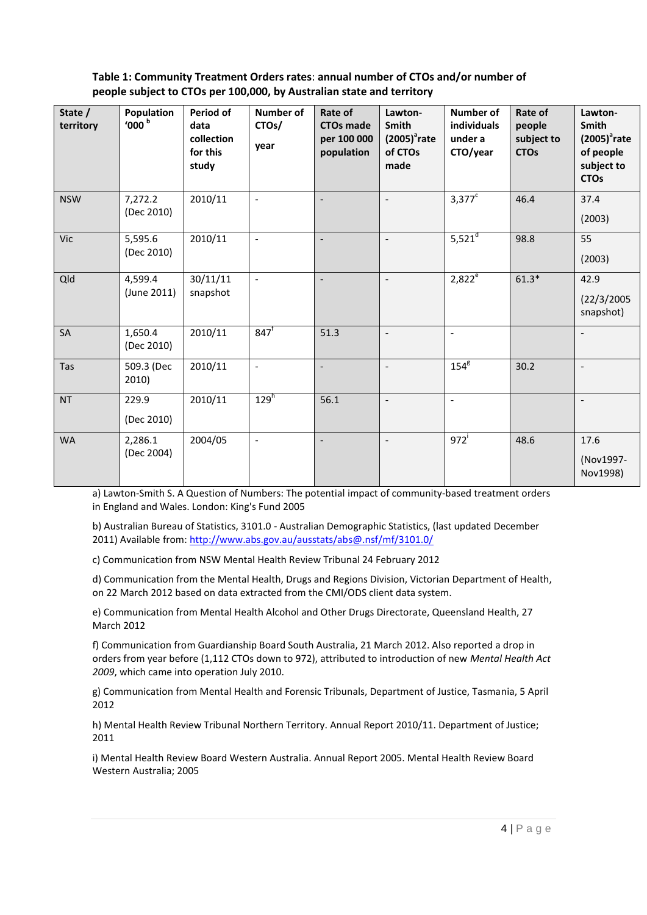**Table 1: Community Treatment Orders rates**: **annual number of CTOs and/or number of people subject to CTOs per 100,000, by Australian state and territory**

| State / territory | Population '000 [b] | Period of data collection for this study | Number of CTOs/ year | Rate of CTOs made per 100 000 population | Lawton-Smith (2005)[a] rate of CTOs made | Number of individuals under a CTO/year | Rate of people subject to CTOs | Lawton-Smith (2005)[a] rate of people subject to CTOs |
|---|---|---|---|---|---|---|---|---|
| NSW | 7,272.2 (Dec 2010) | 2010/11 | - | - | - | 3,377[c] | 46.4 | 37.4 (2003) |
| Vic | 5,595.6 (Dec 2010) | 2010/11 | - | - | - | 5,521[d] | 98.8 | 55 (2003) |
| Qld | 4,599.4 (June 2011) | 30/11/11 snapshot | - | - | - | 2,822[e] | 61.3* | 42.9 (22/3/2005 snapshot) |
| SA | 1,650.4 (Dec 2010) | 2010/11 | 847[f] | 51.3 | - | - | | - |
| Tas | 509.3 (Dec 2010) | 2010/11 | - | - | - | 154[g] | 30.2 | - |
| NT | 229.9 (Dec 2010) | 2010/11 | 129[h] | 56.1 | - | - | | - |
| WA | 2,286.1 (Dec 2004) | 2004/05 | - | - | - | 972[i] | 48.6 | 17.6 (Nov1997-Nov1998) |

a) Lawton-Smith S. A Question of Numbers: The potential impact of community-based treatment orders in England and Wales. London: King's Fund 2005

b) Australian Bureau of Statistics, 3101.0 - Australian Demographic Statistics, (last updated December 2011) Available from: http://www.abs.gov.au/ausstats/abs@.nsf/mf/3101.0/

c) Communication from NSW Mental Health Review Tribunal 24 February 2012

d) Communication from the Mental Health, Drugs and Regions Division, Victorian Department of Health, on 22 March 2012 based on data extracted from the CMI/ODS client data system.

e) Communication from Mental Health Alcohol and Other Drugs Directorate, Queensland Health, 27 March 2012

f) Communication from Guardianship Board South Australia, 21 March 2012. Also reported a drop in orders from year before (1,112 CTOs down to 972), attributed to introduction of new *Mental Health Act 2009*, which came into operation July 2010.

g) Communication from Mental Health and Forensic Tribunals, Department of Justice, Tasmania, 5 April 2012

h) Mental Health Review Tribunal Northern Territory. Annual Report 2010/11. Department of Justice; 2011

i) Mental Health Review Board Western Australia. Annual Report 2005. Mental Health Review Board Western Australia; 2005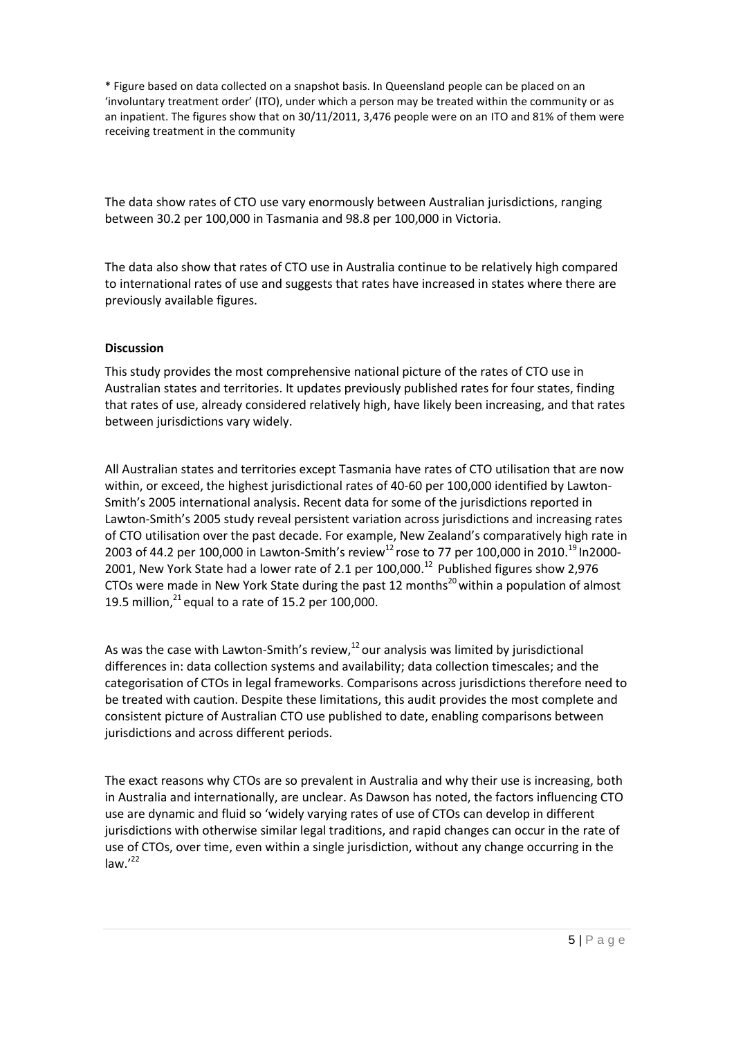* Figure based on data collected on a snapshot basis. In Queensland people can be placed on an 'involuntary treatment order' (ITO), under which a person may be treated within the community or as an inpatient. The figures show that on 30/11/2011, 3,476 people were on an ITO and 81% of them were receiving treatment in the community

The data show rates of CTO use vary enormously between Australian jurisdictions, ranging between 30.2 per 100,000 in Tasmania and 98.8 per 100,000 in Victoria.

The data also show that rates of CTO use in Australia continue to be relatively high compared to international rates of use and suggests that rates have increased in states where there are previously available figures.

**Discussion**

This study provides the most comprehensive national picture of the rates of CTO use in Australian states and territories. It updates previously published rates for four states, finding that rates of use, already considered relatively high, have likely been increasing, and that rates between jurisdictions vary widely.

All Australian states and territories except Tasmania have rates of CTO utilisation that are now within, or exceed, the highest jurisdictional rates of 40-60 per 100,000 identified by Lawton-Smith's 2005 international analysis. Recent data for some of the jurisdictions reported in Lawton-Smith's 2005 study reveal persistent variation across jurisdictions and increasing rates of CTO utilisation over the past decade. For example, New Zealand's comparatively high rate in 2003 of 44.2 per 100,000 in Lawton-Smith's review[12] rose to 77 per 100,000 in 2010.[19] In2000-2001, New York State had a lower rate of 2.1 per 100,000.[12] Published figures show 2,976 CTOs were made in New York State during the past 12 months[20] within a population of almost 19.5 million,[21] equal to a rate of 15.2 per 100,000.

As was the case with Lawton-Smith's review,[12] our analysis was limited by jurisdictional differences in: data collection systems and availability; data collection timescales; and the categorisation of CTOs in legal frameworks. Comparisons across jurisdictions therefore need to be treated with caution. Despite these limitations, this audit provides the most complete and consistent picture of Australian CTO use published to date, enabling comparisons between jurisdictions and across different periods.

The exact reasons why CTOs are so prevalent in Australia and why their use is increasing, both in Australia and internationally, are unclear. As Dawson has noted, the factors influencing CTO use are dynamic and fluid so 'widely varying rates of use of CTOs can develop in different jurisdictions with otherwise similar legal traditions, and rapid changes can occur in the rate of use of CTOs, over time, even within a single jurisdiction, without any change occurring in the law.'[22]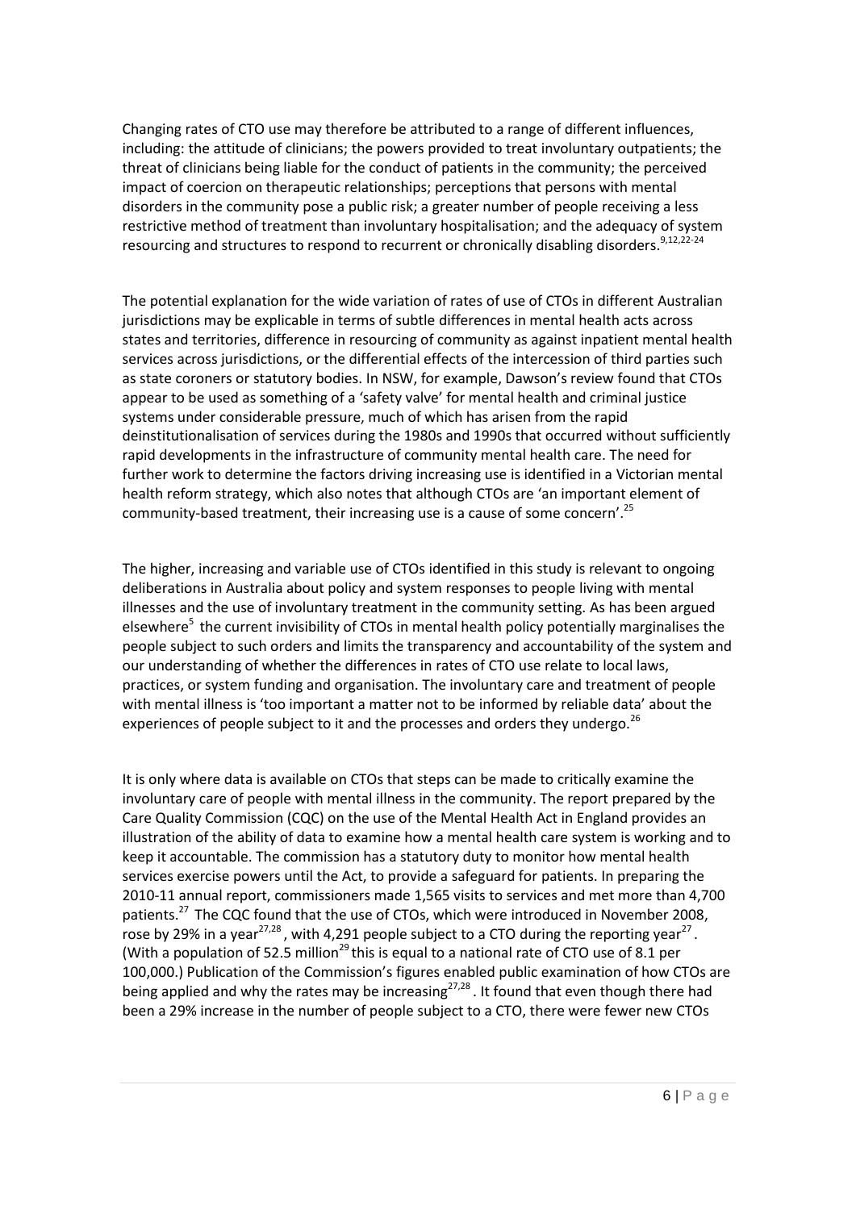Changing rates of CTO use may therefore be attributed to a range of different influences, including: the attitude of clinicians; the powers provided to treat involuntary outpatients; the threat of clinicians being liable for the conduct of patients in the community; the perceived impact of coercion on therapeutic relationships; perceptions that persons with mental disorders in the community pose a public risk; a greater number of people receiving a less restrictive method of treatment than involuntary hospitalisation; and the adequacy of system resourcing and structures to respond to recurrent or chronically disabling disorders.[9,12,22-24]

The potential explanation for the wide variation of rates of use of CTOs in different Australian jurisdictions may be explicable in terms of subtle differences in mental health acts across states and territories, difference in resourcing of community as against inpatient mental health services across jurisdictions, or the differential effects of the intercession of third parties such as state coroners or statutory bodies. In NSW, for example, Dawson's review found that CTOs appear to be used as something of a 'safety valve' for mental health and criminal justice systems under considerable pressure, much of which has arisen from the rapid deinstitutionalisation of services during the 1980s and 1990s that occurred without sufficiently rapid developments in the infrastructure of community mental health care. The need for further work to determine the factors driving increasing use is identified in a Victorian mental health reform strategy, which also notes that although CTOs are 'an important element of community-based treatment, their increasing use is a cause of some concern'.[25]

The higher, increasing and variable use of CTOs identified in this study is relevant to ongoing deliberations in Australia about policy and system responses to people living with mental illnesses and the use of involuntary treatment in the community setting. As has been argued elsewhere[5] the current invisibility of CTOs in mental health policy potentially marginalises the people subject to such orders and limits the transparency and accountability of the system and our understanding of whether the differences in rates of CTO use relate to local laws, practices, or system funding and organisation. The involuntary care and treatment of people with mental illness is 'too important a matter not to be informed by reliable data' about the experiences of people subject to it and the processes and orders they undergo.[26]

It is only where data is available on CTOs that steps can be made to critically examine the involuntary care of people with mental illness in the community. The report prepared by the Care Quality Commission (CQC) on the use of the Mental Health Act in England provides an illustration of the ability of data to examine how a mental health care system is working and to keep it accountable. The commission has a statutory duty to monitor how mental health services exercise powers until the Act, to provide a safeguard for patients. In preparing the 2010-11 annual report, commissioners made 1,565 visits to services and met more than 4,700 patients.[27] The CQC found that the use of CTOs, which were introduced in November 2008, rose by 29% in a year[27,28], with 4,291 people subject to a CTO during the reporting year[27]. (With a population of 52.5 million[29] this is equal to a national rate of CTO use of 8.1 per 100,000.) Publication of the Commission's figures enabled public examination of how CTOs are being applied and why the rates may be increasing[27,28]. It found that even though there had been a 29% increase in the number of people subject to a CTO, there were fewer new CTOs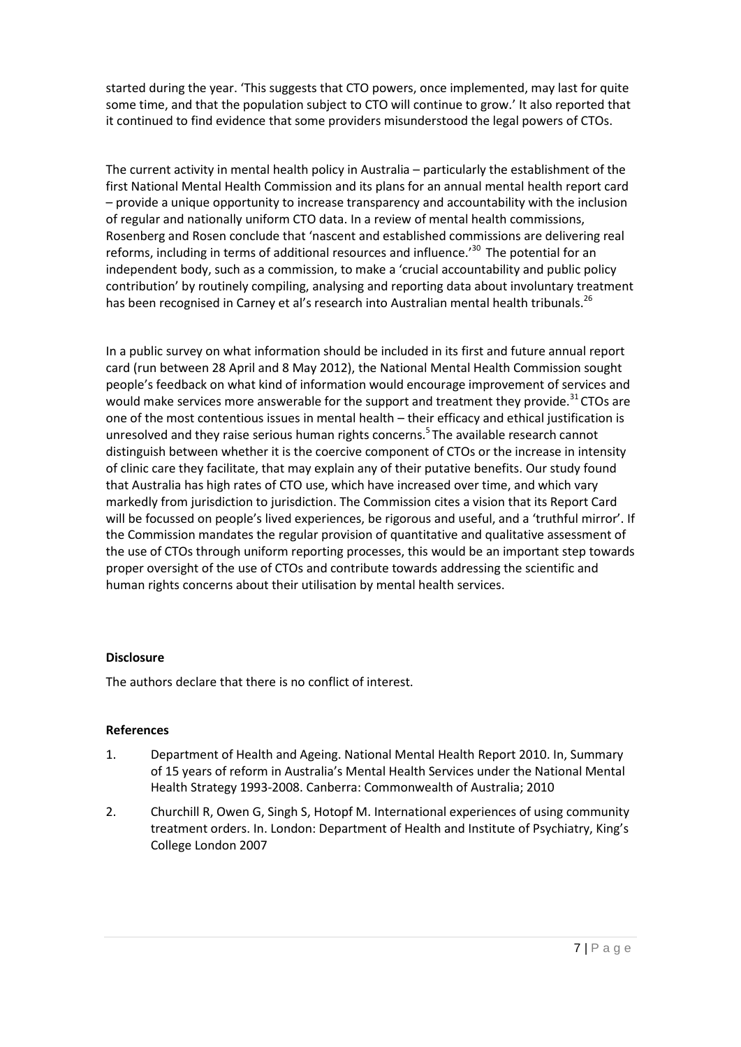started during the year. 'This suggests that CTO powers, once implemented, may last for quite some time, and that the population subject to CTO will continue to grow.' It also reported that it continued to find evidence that some providers misunderstood the legal powers of CTOs.

The current activity in mental health policy in Australia – particularly the establishment of the first National Mental Health Commission and its plans for an annual mental health report card – provide a unique opportunity to increase transparency and accountability with the inclusion of regular and nationally uniform CTO data. In a review of mental health commissions, Rosenberg and Rosen conclude that 'nascent and established commissions are delivering real reforms, including in terms of additional resources and influence.'[30] The potential for an independent body, such as a commission, to make a 'crucial accountability and public policy contribution' by routinely compiling, analysing and reporting data about involuntary treatment has been recognised in Carney et al's research into Australian mental health tribunals.[26]

In a public survey on what information should be included in its first and future annual report card (run between 28 April and 8 May 2012), the National Mental Health Commission sought people's feedback on what kind of information would encourage improvement of services and would make services more answerable for the support and treatment they provide.[31] CTOs are one of the most contentious issues in mental health – their efficacy and ethical justification is unresolved and they raise serious human rights concerns.[5] The available research cannot distinguish between whether it is the coercive component of CTOs or the increase in intensity of clinic care they facilitate, that may explain any of their putative benefits. Our study found that Australia has high rates of CTO use, which have increased over time, and which vary markedly from jurisdiction to jurisdiction. The Commission cites a vision that its Report Card will be focussed on people's lived experiences, be rigorous and useful, and a 'truthful mirror'. If the Commission mandates the regular provision of quantitative and qualitative assessment of the use of CTOs through uniform reporting processes, this would be an important step towards proper oversight of the use of CTOs and contribute towards addressing the scientific and human rights concerns about their utilisation by mental health services.

**Disclosure**

The authors declare that there is no conflict of interest.

**References**

1. Department of Health and Ageing. National Mental Health Report 2010. In, Summary of 15 years of reform in Australia's Mental Health Services under the National Mental Health Strategy 1993-2008. Canberra: Commonwealth of Australia; 2010
2. Churchill R, Owen G, Singh S, Hotopf M. International experiences of using community treatment orders. In. London: Department of Health and Institute of Psychiatry, King's College London 2007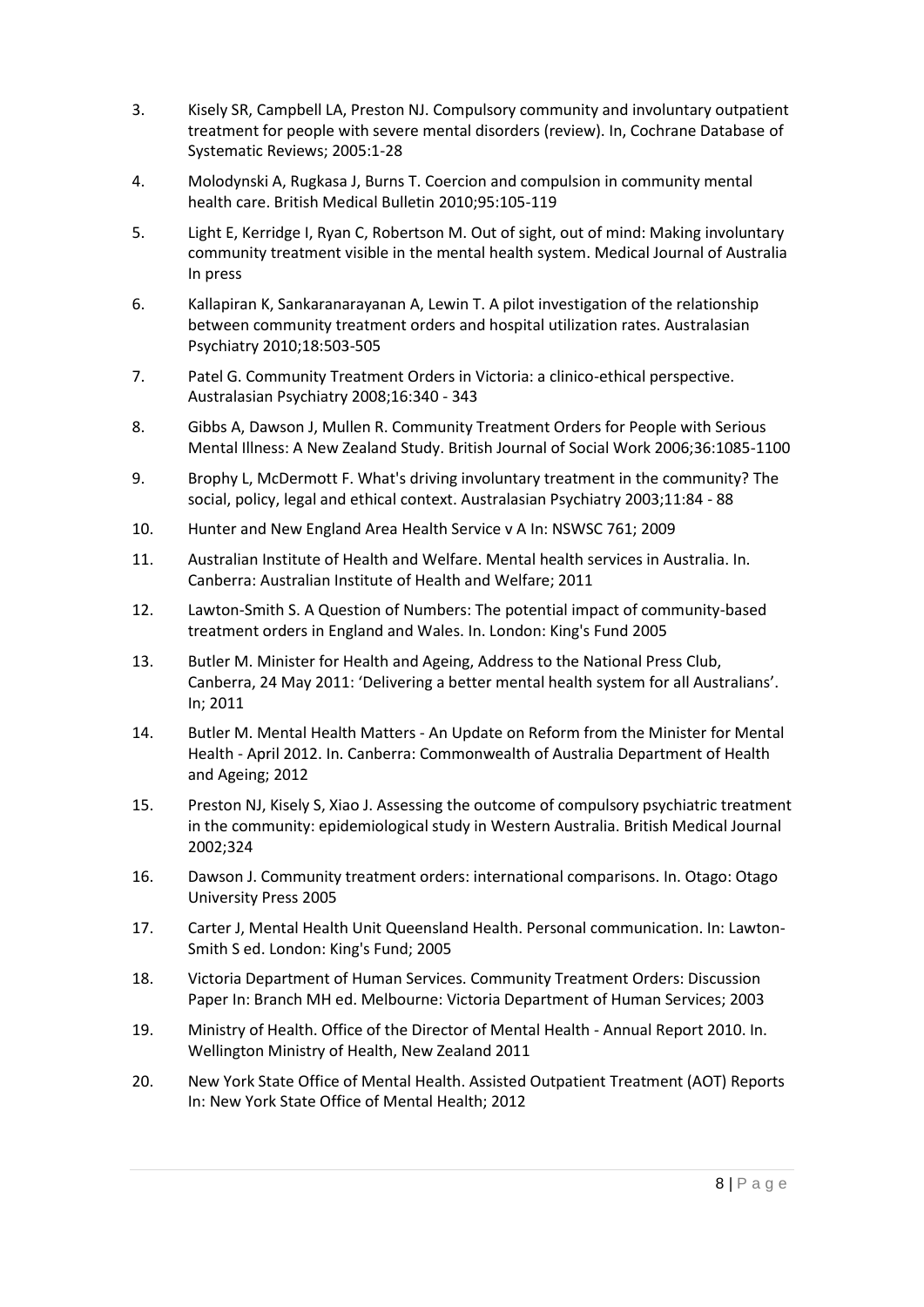3. Kisely SR, Campbell LA, Preston NJ. Compulsory community and involuntary outpatient treatment for people with severe mental disorders (review). In, Cochrane Database of Systematic Reviews; 2005:1-28

4. Molodynski A, Rugkasa J, Burns T. Coercion and compulsion in community mental health care. British Medical Bulletin 2010;95:105-119

5. Light E, Kerridge I, Ryan C, Robertson M. Out of sight, out of mind: Making involuntary community treatment visible in the mental health system. Medical Journal of Australia In press

6. Kallapiran K, Sankaranarayanan A, Lewin T. A pilot investigation of the relationship between community treatment orders and hospital utilization rates. Australasian Psychiatry 2010;18:503-505

7. Patel G. Community Treatment Orders in Victoria: a clinico-ethical perspective. Australasian Psychiatry 2008;16:340 - 343

8. Gibbs A, Dawson J, Mullen R. Community Treatment Orders for People with Serious Mental Illness: A New Zealand Study. British Journal of Social Work 2006;36:1085-1100

9. Brophy L, McDermott F. What's driving involuntary treatment in the community? The social, policy, legal and ethical context. Australasian Psychiatry 2003;11:84 - 88

10. Hunter and New England Area Health Service v A In: NSWSC 761; 2009

11. Australian Institute of Health and Welfare. Mental health services in Australia. In. Canberra: Australian Institute of Health and Welfare; 2011

12. Lawton-Smith S. A Question of Numbers: The potential impact of community-based treatment orders in England and Wales. In. London: King's Fund 2005

13. Butler M. Minister for Health and Ageing, Address to the National Press Club, Canberra, 24 May 2011: 'Delivering a better mental health system for all Australians'. In; 2011

14. Butler M. Mental Health Matters - An Update on Reform from the Minister for Mental Health - April 2012. In. Canberra: Commonwealth of Australia Department of Health and Ageing; 2012

15. Preston NJ, Kisely S, Xiao J. Assessing the outcome of compulsory psychiatric treatment in the community: epidemiological study in Western Australia. British Medical Journal 2002;324

16. Dawson J. Community treatment orders: international comparisons. In. Otago: Otago University Press 2005

17. Carter J, Mental Health Unit Queensland Health. Personal communication. In: Lawton-Smith S ed. London: King's Fund; 2005

18. Victoria Department of Human Services. Community Treatment Orders: Discussion Paper In: Branch MH ed. Melbourne: Victoria Department of Human Services; 2003

19. Ministry of Health. Office of the Director of Mental Health - Annual Report 2010. In. Wellington Ministry of Health, New Zealand 2011

20. New York State Office of Mental Health. Assisted Outpatient Treatment (AOT) Reports In: New York State Office of Mental Health; 2012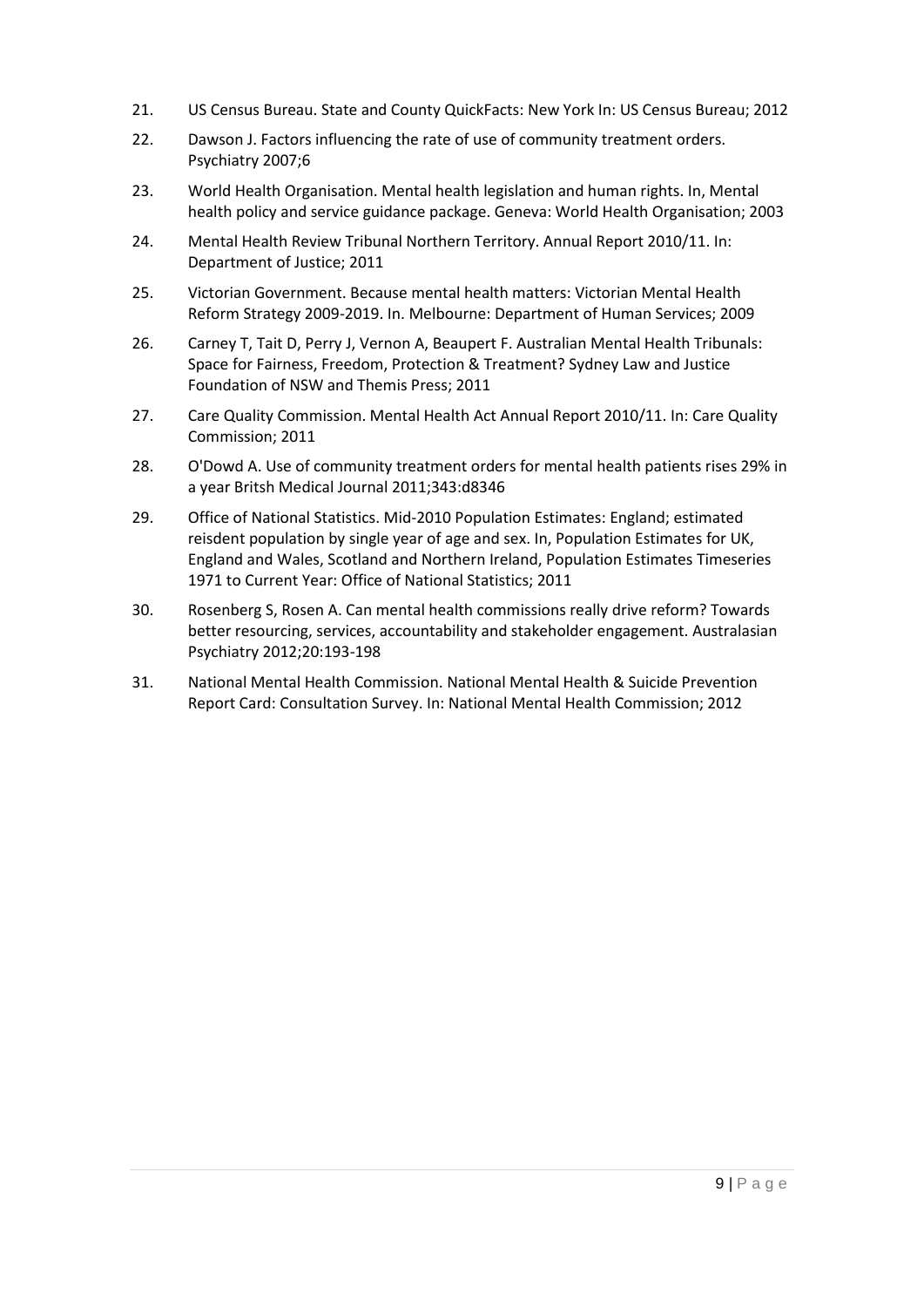21. US Census Bureau. State and County QuickFacts: New York In: US Census Bureau; 2012
22. Dawson J. Factors influencing the rate of use of community treatment orders. Psychiatry 2007;6
23. World Health Organisation. Mental health legislation and human rights. In, Mental health policy and service guidance package. Geneva: World Health Organisation; 2003
24. Mental Health Review Tribunal Northern Territory. Annual Report 2010/11. In: Department of Justice; 2011
25. Victorian Government. Because mental health matters: Victorian Mental Health Reform Strategy 2009-2019. In. Melbourne: Department of Human Services; 2009
26. Carney T, Tait D, Perry J, Vernon A, Beaupert F. Australian Mental Health Tribunals: Space for Fairness, Freedom, Protection & Treatment? Sydney Law and Justice Foundation of NSW and Themis Press; 2011
27. Care Quality Commission. Mental Health Act Annual Report 2010/11. In: Care Quality Commission; 2011
28. O'Dowd A. Use of community treatment orders for mental health patients rises 29% in a year Britsh Medical Journal 2011;343:d8346
29. Office of National Statistics. Mid-2010 Population Estimates: England; estimated reisdent population by single year of age and sex. In, Population Estimates for UK, England and Wales, Scotland and Northern Ireland, Population Estimates Timeseries 1971 to Current Year: Office of National Statistics; 2011
30. Rosenberg S, Rosen A. Can mental health commissions really drive reform? Towards better resourcing, services, accountability and stakeholder engagement. Australasian Psychiatry 2012;20:193-198
31. National Mental Health Commission. National Mental Health & Suicide Prevention Report Card: Consultation Survey. In: National Mental Health Commission; 2012